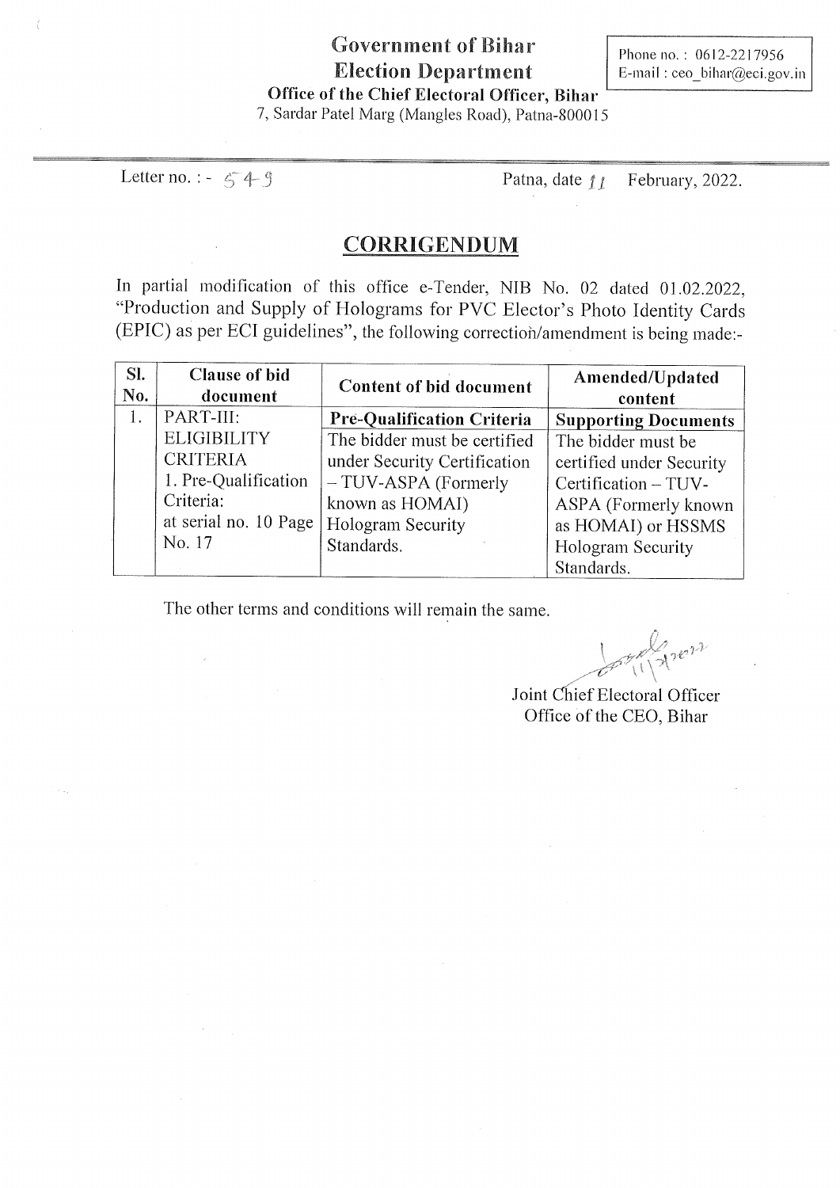# Government of Bihar
## Election Department
### Office of the Chief Electoral Officer, Bihar

7, Sardar Patel Marg (Mangles Road), Patna-800015

Phone no. : 0612-2217956
E-mail : ceo_bihar@eci.gov.in

Letter no. : - 549 Patna, date 11 February, 2022.

## CORRIGENDUM

In partial modification of this office e-Tender, NIB No. 02 dated 01.02.2022, "Production and Supply of Holograms for PVC Elector's Photo Identity Cards (EPIC) as per ECI guidelines", the following correction/amendment is being made:-

| Sl. No. | Clause of bid document | Content of bid document | Amended/Updated content |
|---|---|---|---|
| 1. | PART-III: ELIGIBILITY CRITERIA 1. Pre-Qualification Criteria: at serial no. 10 Page No. 17 | **Pre-Qualification Criteria** The bidder must be certified under Security Certification – TUV-ASPA (Formerly known as HOMAI) Hologram Security Standards. | **Supporting Documents** The bidder must be certified under Security Certification – TUV-ASPA (Formerly known as HOMAI) or HSSMS Hologram Security Standards. |

The other terms and conditions will remain the same.

Joint Chief Electoral Officer
Office of the CEO, Bihar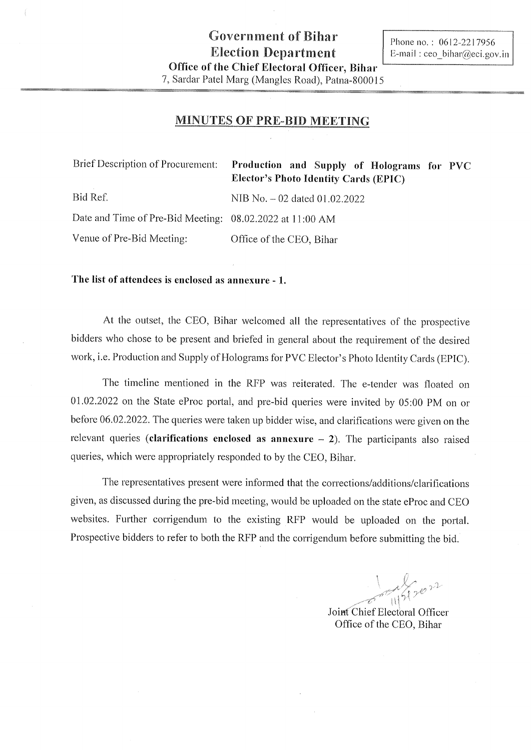# Government of Bihar
# Election Department
### Office of the Chief Electoral Officer, Bihar
7, Sardar Patel Marg (Mangles Road), Patna-800015

Phone no. : 0612-2217956
E-mail : ceo_bihar@eci.gov.in

## MINUTES OF PRE-BID MEETING

| | |
|---|---|
| Brief Description of Procurement: | **Production and Supply of Holograms for PVC Elector's Photo Identity Cards (EPIC)** |
| Bid Ref. | NIB No. – 02 dated 01.02.2022 |
| Date and Time of Pre-Bid Meeting: | 08.02.2022 at 11:00 AM |
| Venue of Pre-Bid Meeting: | Office of the CEO, Bihar |

**The list of attendees is enclosed as annexure - 1.**

At the outset, the CEO, Bihar welcomed all the representatives of the prospective bidders who chose to be present and briefed in general about the requirement of the desired work, i.e. Production and Supply of Holograms for PVC Elector's Photo Identity Cards (EPIC).

The timeline mentioned in the RFP was reiterated. The e-tender was floated on 01.02.2022 on the State eProc portal, and pre-bid queries were invited by 05:00 PM on or before 06.02.2022. The queries were taken up bidder wise, and clarifications were given on the relevant queries (**clarifications enclosed as annexure – 2**). The participants also raised queries, which were appropriately responded to by the CEO, Bihar.

The representatives present were informed that the corrections/additions/clarifications given, as discussed during the pre-bid meeting, would be uploaded on the state eProc and CEO websites. Further corrigendum to the existing RFP would be uploaded on the portal. Prospective bidders to refer to both the RFP and the corrigendum before submitting the bid.

11/2/2022

Joint Chief Electoral Officer
Office of the CEO, Bihar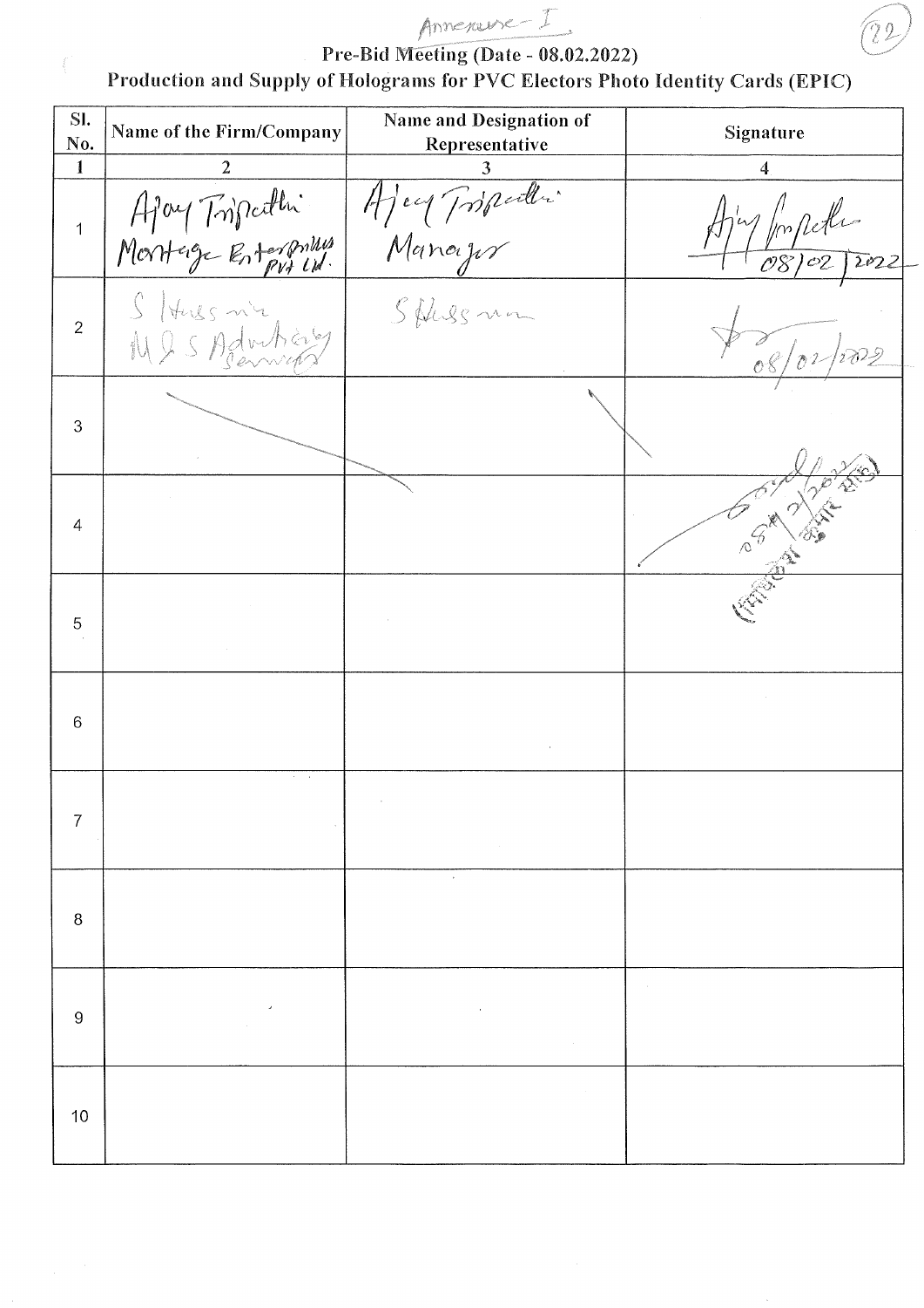Annexure - I

# Pre-Bid Meeting (Date - 08.02.2022)

## Production and Supply of Holograms for PVC Electors Photo Identity Cards (EPIC)

| Sl. No. | Name of the Firm/Company | Name and Designation of Representative | Signature |
|---|---|---|---|
| 1 | 2 | 3 | 4 |
| 1 | Ajay Tripathi Montage Enterprises Pvt Ltd. | Ajay Tripathi Manager | Ajay Tripathi 08/02/2022 |
| 2 | S Hussain M/S Advertising Services | S Hussain | 08/02/2022 |
| 3 | | | |
| 4 | | | |
| 5 | | | |
| 6 | | | |
| 7 | | | |
| 8 | | | |
| 9 | | | |
| 10 | | | |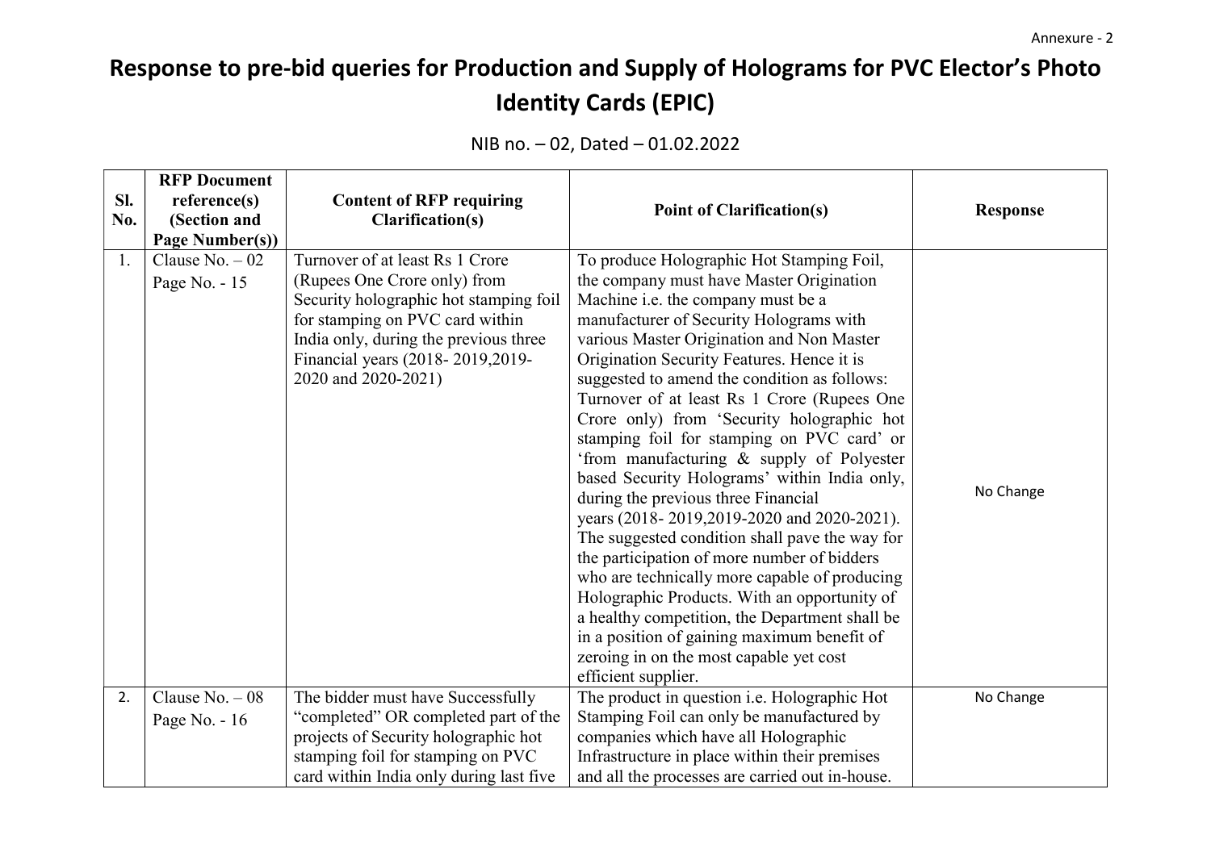Annexure - 2

# Response to pre-bid queries for Production and Supply of Holograms for PVC Elector's Photo Identity Cards (EPIC)

NIB no. – 02, Dated – 01.02.2022

| Sl. No. | RFP Document reference(s) (Section and Page Number(s)) | Content of RFP requiring Clarification(s) | Point of Clarification(s) | Response |
|---|---|---|---|---|
| 1. | Clause No. – 02 Page No. - 15 | Turnover of at least Rs 1 Crore (Rupees One Crore only) from Security holographic hot stamping foil for stamping on PVC card within India only, during the previous three Financial years (2018- 2019,2019-2020 and 2020-2021) | To produce Holographic Hot Stamping Foil, the company must have Master Origination Machine i.e. the company must be a manufacturer of Security Holograms with various Master Origination and Non Master Origination Security Features. Hence it is suggested to amend the condition as follows: Turnover of at least Rs 1 Crore (Rupees One Crore only) from 'Security holographic hot stamping foil for stamping on PVC card' or 'from manufacturing & supply of Polyester based Security Holograms' within India only, during the previous three Financial years (2018- 2019,2019-2020 and 2020-2021). The suggested condition shall pave the way for the participation of more number of bidders who are technically more capable of producing Holographic Products. With an opportunity of a healthy competition, the Department shall be in a position of gaining maximum benefit of zeroing in on the most capable yet cost efficient supplier. | No Change |
| 2. | Clause No. – 08 Page No. - 16 | The bidder must have Successfully "completed" OR completed part of the projects of Security holographic hot stamping foil for stamping on PVC card within India only during last five | The product in question i.e. Holographic Hot Stamping Foil can only be manufactured by companies which have all Holographic Infrastructure in place within their premises and all the processes are carried out in-house. | No Change |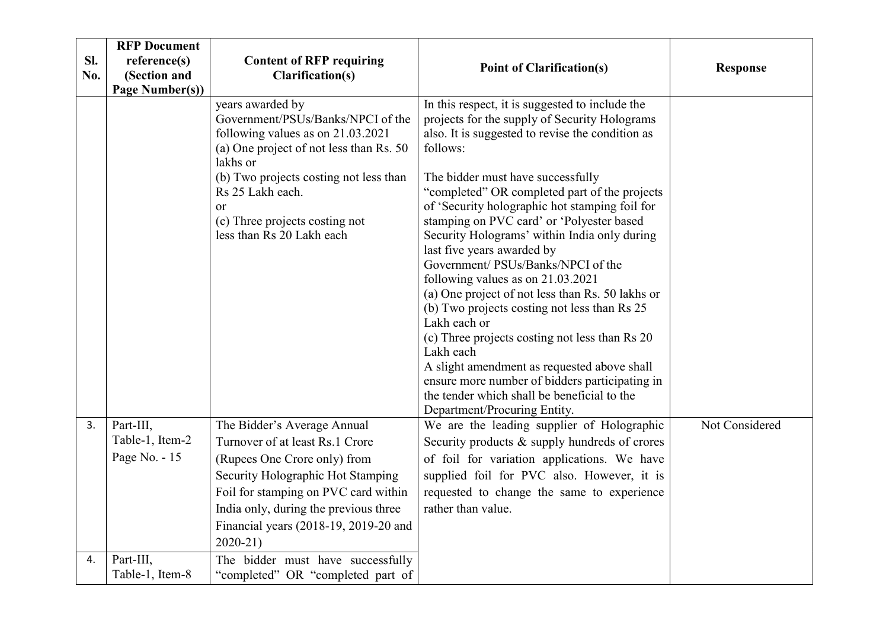| Sl. No. | RFP Document reference(s) (Section and Page Number(s)) | Content of RFP requiring Clarification(s) | Point of Clarification(s) | Response |
|---|---|---|---|---|
| | | years awarded by Government/PSUs/Banks/NPCI of the following values as on 21.03.2021<br>(a) One project of not less than Rs. 50 lakhs or<br>(b) Two projects costing not less than Rs 25 Lakh each.<br>or<br>(c) Three projects costing not less than Rs 20 Lakh each | In this respect, it is suggested to include the projects for the supply of Security Holograms also. It is suggested to revise the condition as follows:<br><br>The bidder must have successfully "completed" OR completed part of the projects of 'Security holographic hot stamping foil for stamping on PVC card' or 'Polyester based Security Holograms' within India only during last five years awarded by Government/ PSUs/Banks/NPCI of the following values as on 21.03.2021<br>(a) One project of not less than Rs. 50 lakhs or<br>(b) Two projects costing not less than Rs 25 Lakh each or<br>(c) Three projects costing not less than Rs 20 Lakh each<br>A slight amendment as requested above shall ensure more number of bidders participating in the tender which shall be beneficial to the Department/Procuring Entity. | |
| 3. | Part-III, Table-1, Item-2 Page No. - 15 | The Bidder's Average Annual Turnover of at least Rs.1 Crore (Rupees One Crore only) from Security Holographic Hot Stamping Foil for stamping on PVC card within India only, during the previous three Financial years (2018-19, 2019-20 and 2020-21) | We are the leading supplier of Holographic Security products & supply hundreds of crores of foil for variation applications. We have supplied foil for PVC also. However, it is requested to change the same to experience rather than value. | Not Considered |
| 4. | Part-III, Table-1, Item-8 | The bidder must have successfully "completed" OR "completed part of | | |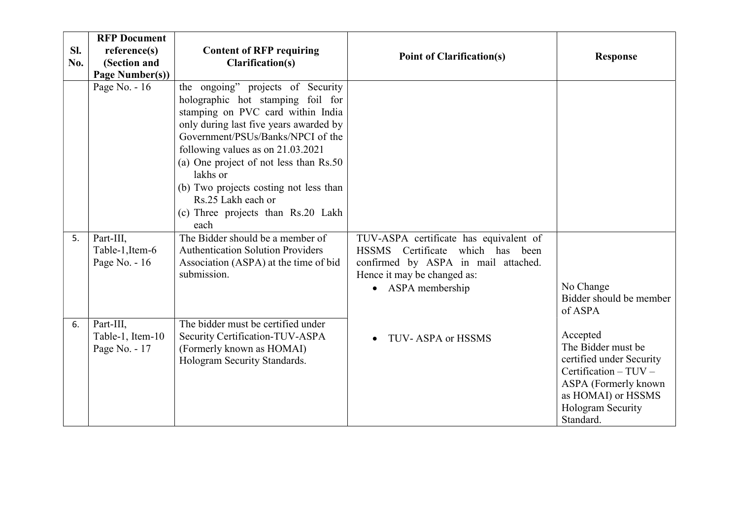| Sl. No. | RFP Document reference(s) (Section and Page Number(s)) | Content of RFP requiring Clarification(s) | Point of Clarification(s) | Response |
|---|---|---|---|---|
| | Page No. - 16 | the ongoing" projects of Security holographic hot stamping foil for stamping on PVC card within India only during last five years awarded by Government/PSUs/Banks/NPCI of the following values as on 21.03.2021<br>(a) One project of not less than Rs.50 lakhs or<br>(b) Two projects costing not less than Rs.25 Lakh each or<br>(c) Three projects than Rs.20 Lakh each | | |
| 5. | Part-III, Table-1,Item-6 Page No. - 16 | The Bidder should be a member of Authentication Solution Providers Association (ASPA) at the time of bid submission. | TUV-ASPA certificate has equivalent of HSSMS Certificate which has been confirmed by ASPA in mail attached. Hence it may be changed as:<br>• ASPA membership | No Change<br>Bidder should be member of ASPA |
| 6. | Part-III, Table-1, Item-10 Page No. - 17 | The bidder must be certified under Security Certification-TUV-ASPA (Formerly known as HOMAI) Hologram Security Standards. | • TUV- ASPA or HSSMS | Accepted<br>The Bidder must be certified under Security Certification – TUV – ASPA (Formerly known as HOMAI) or HSSMS Hologram Security Standard. |